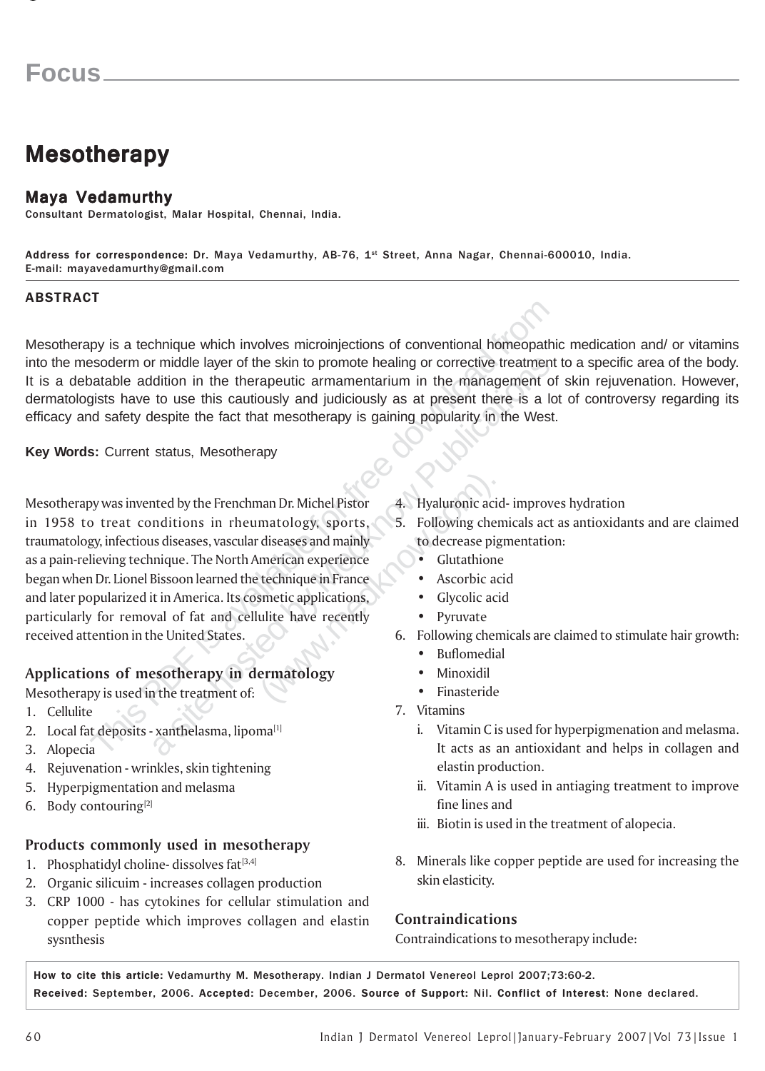# Focus

# Mesotherapy

## Maya Vedamurthy

Consultant Dermatologist, Malar Hospital, Chennai, India.

**Address for correspondence:** Dr. Maya Vedamurthy, AB-76, 1st Street, Anna Nagar, Chennai-600010, India.
E-mail: mayavedamurthy@gmail.com

### ABSTRACT

Mesotherapy is a technique which involves microinjections of conventional homeopathic medication and/ or vitamins into the mesoderm or middle layer of the skin to promote healing or corrective treatment to a specific area of the body. It is a debatable addition in the therapeutic armamentarium in the management of skin rejuvenation. However, dermatologists have to use this cautiously and judiciously as at present there is a lot of controversy regarding its efficacy and safety despite the fact that mesotherapy is gaining popularity in the West.

**Key Words:** Current status, Mesotherapy

Mesotherapy was invented by the Frenchman Dr. Michel Pistor in 1958 to treat conditions in rheumatology, sports, traumatology, infectious diseases, vascular diseases and mainly as a pain-relieving technique. The North American experience began when Dr. Lionel Bissoon learned the technique in France and later popularized it in America. Its cosmetic applications, particularly for removal of fat and cellulite have recently received attention in the United States.

### Applications of mesotherapy in dermatology

Mesotherapy is used in the treatment of:

1. Cellulite
2. Local fat deposits - xanthelasma, lipoma[1]
3. Alopecia
4. Rejuvenation - wrinkles, skin tightening
5. Hyperpigmentation and melasma
6. Body contouring[2]

### Products commonly used in mesotherapy

1. Phosphatidyl choline- dissolves fat[3,4]
2. Organic silicuim - increases collagen production
3. CRP 1000 - has cytokines for cellular stimulation and copper peptide which improves collagen and elastin sysnthesis
4. Hyaluronic acid- improves hydration
5. Following chemicals act as antioxidants and are claimed to decrease pigmentation:
   - Glutathione
   - Ascorbic acid
   - Glycolic acid
   - Pyruvate
6. Following chemicals are claimed to stimulate hair growth:
   - Buflomedial
   - Minoxidil
   - Finasteride
7. Vitamins
   1. Vitamin C is used for hyperpigmenation and melasma. It acts as an antioxidant and helps in collagen and elastin production.
   2. Vitamin A is used in antiaging treatment to improve fine lines and
   3. Biotin is used in the treatment of alopecia.
8. Minerals like copper peptide are used for increasing the skin elasticity.

### Contraindications

Contraindications to mesotherapy include:

**How to cite this article:** Vedamurthy M. Mesotherapy. Indian J Dermatol Venereol Leprol 2007;73:60-2.
**Received:** September, 2006. **Accepted:** December, 2006. **Source of Support:** Nil. **Conflict of Interest:** None declared.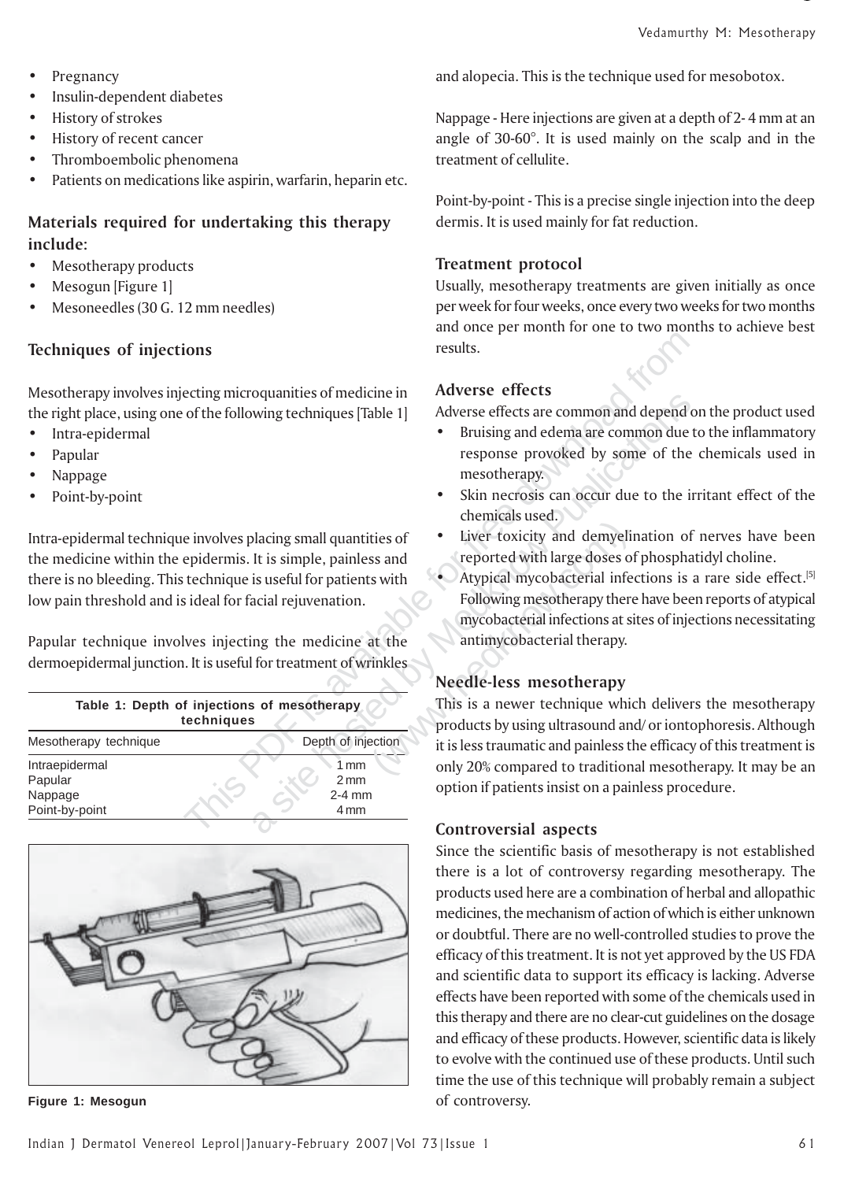- Pregnancy
- Insulin-dependent diabetes
- History of strokes
- History of recent cancer
- Thromboembolic phenomena
- Patients on medications like aspirin, warfarin, heparin etc.

### Materials required for undertaking this therapy include:

- Mesotherapy products
- Mesogun [Figure 1]
- Mesoneedles (30 G. 12 mm needles)

### Techniques of injections

Mesotherapy involves injecting microquanities of medicine in the right place, using one of the following techniques [Table 1]

- Intra-epidermal
- Papular
- Nappage
- Point-by-point

Intra-epidermal technique involves placing small quantities of the medicine within the epidermis. It is simple, painless and there is no bleeding. This technique is useful for patients with low pain threshold and is ideal for facial rejuvenation.

Papular technique involves injecting the medicine at the dermoepidermal junction. It is useful for treatment of wrinkles and alopecia. This is the technique used for mesobotox.

**Table 1: Depth of injections of mesotherapy techniques**

| Mesotherapy technique | Depth of injection |
|---|---|
| Intraepidermal | 1 mm |
| Papular | 2 mm |
| Nappage | 2-4 mm |
| Point-by-point | 4 mm |

Figure 1: Mesogun

Nappage - Here injections are given at a depth of 2- 4 mm at an angle of 30-60°. It is used mainly on the scalp and in the treatment of cellulite.

Point-by-point - This is a precise single injection into the deep dermis. It is used mainly for fat reduction.

### Treatment protocol

Usually, mesotherapy treatments are given initially as once per week for four weeks, once every two weeks for two months and once per month for one to two months to achieve best results.

### Adverse effects

Adverse effects are common and depend on the product used

- Bruising and edema are common due to the inflammatory response provoked by some of the chemicals used in mesotherapy.
- Skin necrosis can occur due to the irritant effect of the chemicals used.
- Liver toxicity and demyelination of nerves have been reported with large doses of phosphatidyl choline.
- Atypical mycobacterial infections is a rare side effect.[5] Following mesotherapy there have been reports of atypical mycobacterial infections at sites of injections necessitating antimycobacterial therapy.

### Needle-less mesotherapy

This is a newer technique which delivers the mesotherapy products by using ultrasound and/ or iontophoresis. Although it is less traumatic and painless the efficacy of this treatment is only 20% compared to traditional mesotherapy. It may be an option if patients insist on a painless procedure.

### Controversial aspects

Since the scientific basis of mesotherapy is not established there is a lot of controversy regarding mesotherapy. The products used here are a combination of herbal and allopathic medicines, the mechanism of action of which is either unknown or doubtful. There are no well-controlled studies to prove the efficacy of this treatment. It is not yet approved by the US FDA and scientific data to support its efficacy is lacking. Adverse effects have been reported with some of the chemicals used in this therapy and there are no clear-cut guidelines on the dosage and efficacy of these products. However, scientific data is likely to evolve with the continued use of these products. Until such time the use of this technique will probably remain a subject of controversy.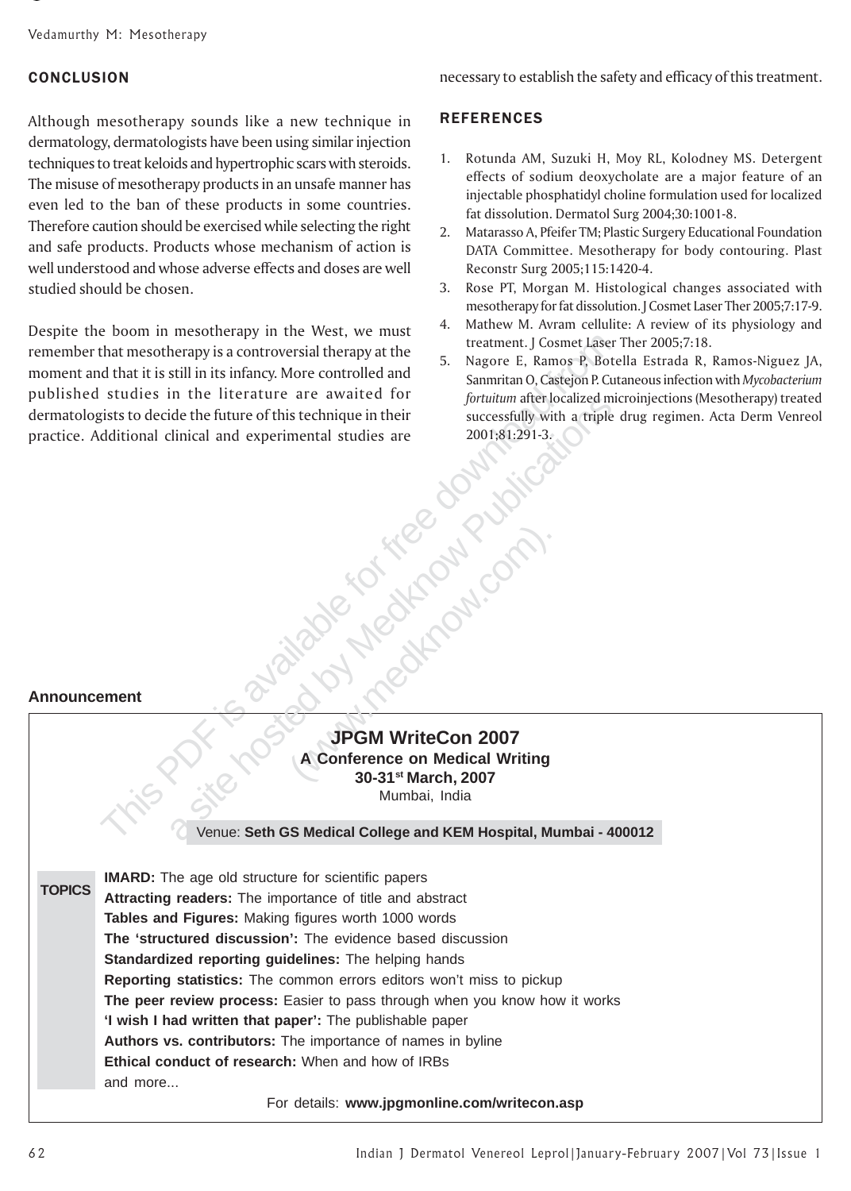## CONCLUSION

Although mesotherapy sounds like a new technique in dermatology, dermatologists have been using similar injection techniques to treat keloids and hypertrophic scars with steroids. The misuse of mesotherapy products in an unsafe manner has even led to the ban of these products in some countries. Therefore caution should be exercised while selecting the right and safe products. Products whose mechanism of action is well understood and whose adverse effects and doses are well studied should be chosen.

Despite the boom in mesotherapy in the West, we must remember that mesotherapy is a controversial therapy at the moment and that it is still in its infancy. More controlled and published studies in the literature are awaited for dermatologists to decide the future of this technique in their practice. Additional clinical and experimental studies are necessary to establish the safety and efficacy of this treatment.

## REFERENCES

1. Rotunda AM, Suzuki H, Moy RL, Kolodney MS. Detergent effects of sodium deoxycholate are a major feature of an injectable phosphatidyl choline formulation used for localized fat dissolution. Dermatol Surg 2004;30:1001-8.
2. Matarasso A, Pfeifer TM; Plastic Surgery Educational Foundation DATA Committee. Mesotherapy for body contouring. Plast Reconstr Surg 2005;115:1420-4.
3. Rose PT, Morgan M. Histological changes associated with mesotherapy for fat dissolution. J Cosmet Laser Ther 2005;7:17-9.
4. Mathew M. Avram cellulite: A review of its physiology and treatment. J Cosmet Laser Ther 2005;7:18.
5. Nagore E, Ramos P, Botella Estrada R, Ramos-Niguez JA, Sanmritan O, Castejon P. Cutaneous infection with *Mycobacterium fortuitum* after localized microinjections (Mesotherapy) treated successfully with a triple drug regimen. Acta Derm Venreol 2001;81:291-3.

**Announcement**

**JPGM WriteCon 2007**
**A Conference on Medical Writing**
**30-31st March, 2007**
Mumbai, India

Venue: **Seth GS Medical College and KEM Hospital, Mumbai - 400012**

**TOPICS**

**IMARD:** The age old structure for scientific papers
**Attracting readers:** The importance of title and abstract
**Tables and Figures:** Making figures worth 1000 words
**The 'structured discussion':** The evidence based discussion
**Standardized reporting guidelines:** The helping hands
**Reporting statistics:** The common errors editors won't miss to pickup
**The peer review process:** Easier to pass through when you know how it works
**'I wish I had written that paper':** The publishable paper
**Authors vs. contributors:** The importance of names in byline
**Ethical conduct of research:** When and how of IRBs
and more...

For details: **www.jpgmonline.com/writecon.asp**